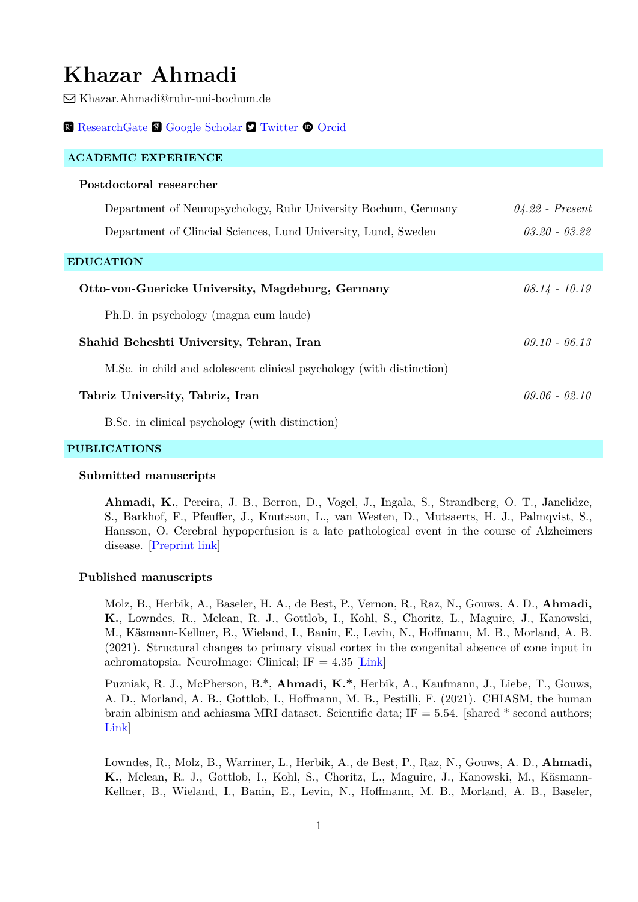# Khazar Ahmadi

✉ Khazar.Ahmadi@ruhr-uni-bochum.de

ResearchGate Google Scholar Twitter Orcid

## ACADEMIC EXPERIENCE

**Postdoctoral researcher**

Department of Neuropsychology, Ruhr University Bochum, Germany — *04.22 - Present*

Department of Clincial Sciences, Lund University, Lund, Sweden — *03.20 - 03.22*

## EDUCATION

**Otto-von-Guericke University, Magdeburg, Germany** — *08.14 - 10.19*

Ph.D. in psychology (magna cum laude)

**Shahid Beheshti University, Tehran, Iran** — *09.10 - 06.13*

M.Sc. in child and adolescent clinical psychology (with distinction)

**Tabriz University, Tabriz, Iran** — *09.06 - 02.10*

B.Sc. in clinical psychology (with distinction)

## PUBLICATIONS

### Submitted manuscripts

**Ahmadi, K.**, Pereira, J. B., Berron, D., Vogel, J., Ingala, S., Strandberg, O. T., Janelidze, S., Barkhof, F., Pfeuffer, J., Knutsson, L., van Westen, D., Mutsaerts, H. J., Palmqvist, S., Hansson, O. Cerebral hypoperfusion is a late pathological event in the course of Alzheimers disease. [Preprint link]

### Published manuscripts

Molz, B., Herbik, A., Baseler, H. A., de Best, P., Vernon, R., Raz, N., Gouws, A. D., **Ahmadi, K.**, Lowndes, R., Mclean, R. J., Gottlob, I., Kohl, S., Choritz, L., Maguire, J., Kanowski, M., Käsmann-Kellner, B., Wieland, I., Banin, E., Levin, N., Hoffmann, M. B., Morland, A. B. (2021). Structural changes to primary visual cortex in the congenital absence of cone input in achromatopsia. NeuroImage: Clinical; IF = 4.35 [Link]

Puzniak, R. J., McPherson, B.*, **Ahmadi, K.***, Herbik, A., Kaufmann, J., Liebe, T., Gouws, A. D., Morland, A. B., Gottlob, I., Hoffmann, M. B., Pestilli, F. (2021). CHIASM, the human brain albinism and achiasma MRI dataset. Scientific data; IF = 5.54. [shared * second authors; Link]

Lowndes, R., Molz, B., Warriner, L., Herbik, A., de Best, P., Raz, N., Gouws, A. D., **Ahmadi, K.**, Mclean, R. J., Gottlob, I., Kohl, S., Choritz, L., Maguire, J., Kanowski, M., Käsmann-Kellner, B., Wieland, I., Banin, E., Levin, N., Hoffmann, M. B., Morland, A. B., Baseler,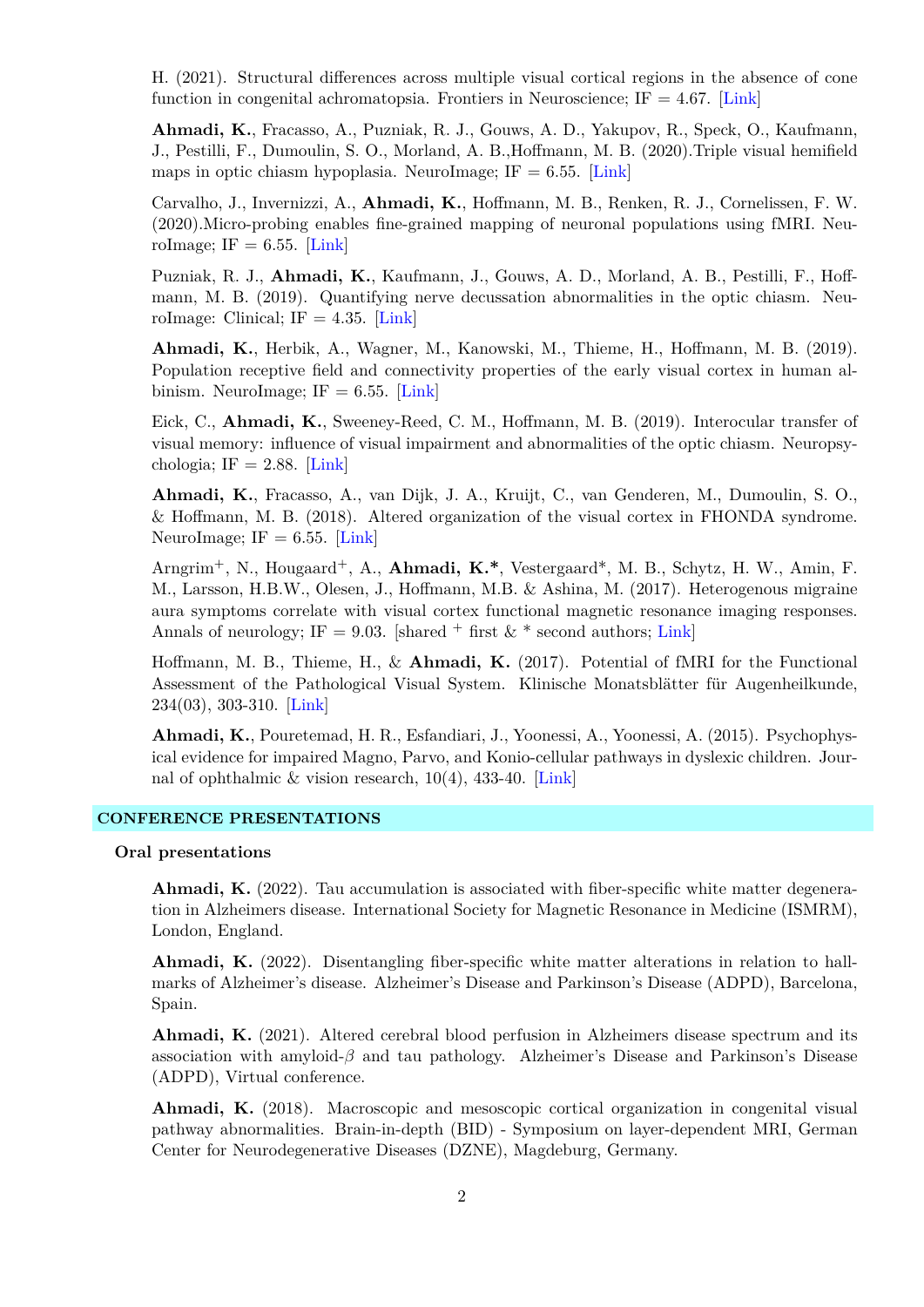H. (2021). Structural differences across multiple visual cortical regions in the absence of cone function in congenital achromatopsia. Frontiers in Neuroscience; IF = 4.67. [Link]

**Ahmadi, K.**, Fracasso, A., Puzniak, R. J., Gouws, A. D., Yakupov, R., Speck, O., Kaufmann, J., Pestilli, F., Dumoulin, S. O., Morland, A. B.,Hoffmann, M. B. (2020).Triple visual hemifield maps in optic chiasm hypoplasia. NeuroImage; IF = 6.55. [Link]

Carvalho, J., Invernizzi, A., **Ahmadi, K.**, Hoffmann, M. B., Renken, R. J., Cornelissen, F. W. (2020).Micro-probing enables fine-grained mapping of neuronal populations using fMRI. NeuroImage; IF = 6.55. [Link]

Puzniak, R. J., **Ahmadi, K.**, Kaufmann, J., Gouws, A. D., Morland, A. B., Pestilli, F., Hoffmann, M. B. (2019). Quantifying nerve decussation abnormalities in the optic chiasm. NeuroImage: Clinical; IF = 4.35. [Link]

**Ahmadi, K.**, Herbik, A., Wagner, M., Kanowski, M., Thieme, H., Hoffmann, M. B. (2019). Population receptive field and connectivity properties of the early visual cortex in human albinism. NeuroImage; IF = 6.55. [Link]

Eick, C., **Ahmadi, K.**, Sweeney-Reed, C. M., Hoffmann, M. B. (2019). Interocular transfer of visual memory: influence of visual impairment and abnormalities of the optic chiasm. Neuropsychologia; IF = 2.88. [Link]

**Ahmadi, K.**, Fracasso, A., van Dijk, J. A., Kruijt, C., van Genderen, M., Dumoulin, S. O., & Hoffmann, M. B. (2018). Altered organization of the visual cortex in FHONDA syndrome. NeuroImage; IF = 6.55. [Link]

Arngrim$^{+}$, N., Hougaard$^{+}$, A., **Ahmadi, K.***, Vestergaard*, M. B., Schytz, H. W., Amin, F. M., Larsson, H.B.W., Olesen, J., Hoffmann, M.B. & Ashina, M. (2017). Heterogeneous migraine aura symptoms correlate with visual cortex functional magnetic resonance imaging responses. Annals of neurology; IF = 9.03. [shared $^{+}$ first & * second authors; Link]

Hoffmann, M. B., Thieme, H., & **Ahmadi, K.** (2017). Potential of fMRI for the Functional Assessment of the Pathological Visual System. Klinische Monatsblätter für Augenheilkunde, 234(03), 303-310. [Link]

**Ahmadi, K.**, Pouretemad, H. R., Esfandiari, J., Yoonessi, A., Yoonessi, A. (2015). Psychophysical evidence for impaired Magno, Parvo, and Konio-cellular pathways in dyslexic children. Journal of ophthalmic & vision research, 10(4), 433-40. [Link]

## CONFERENCE PRESENTATIONS

### Oral presentations

**Ahmadi, K.** (2022). Tau accumulation is associated with fiber-specific white matter degeneration in Alzheimers disease. International Society for Magnetic Resonance in Medicine (ISMRM), London, England.

**Ahmadi, K.** (2022). Disentangling fiber-specific white matter alterations in relation to hallmarks of Alzheimer's disease. Alzheimer's Disease and Parkinson's Disease (ADPD), Barcelona, Spain.

**Ahmadi, K.** (2021). Altered cerebral blood perfusion in Alzheimers disease spectrum and its association with amyloid-$\beta$ and tau pathology. Alzheimer's Disease and Parkinson's Disease (ADPD), Virtual conference.

**Ahmadi, K.** (2018). Macroscopic and mesoscopic cortical organization in congenital visual pathway abnormalities. Brain-in-depth (BID) - Symposium on layer-dependent MRI, German Center for Neurodegenerative Diseases (DZNE), Magdeburg, Germany.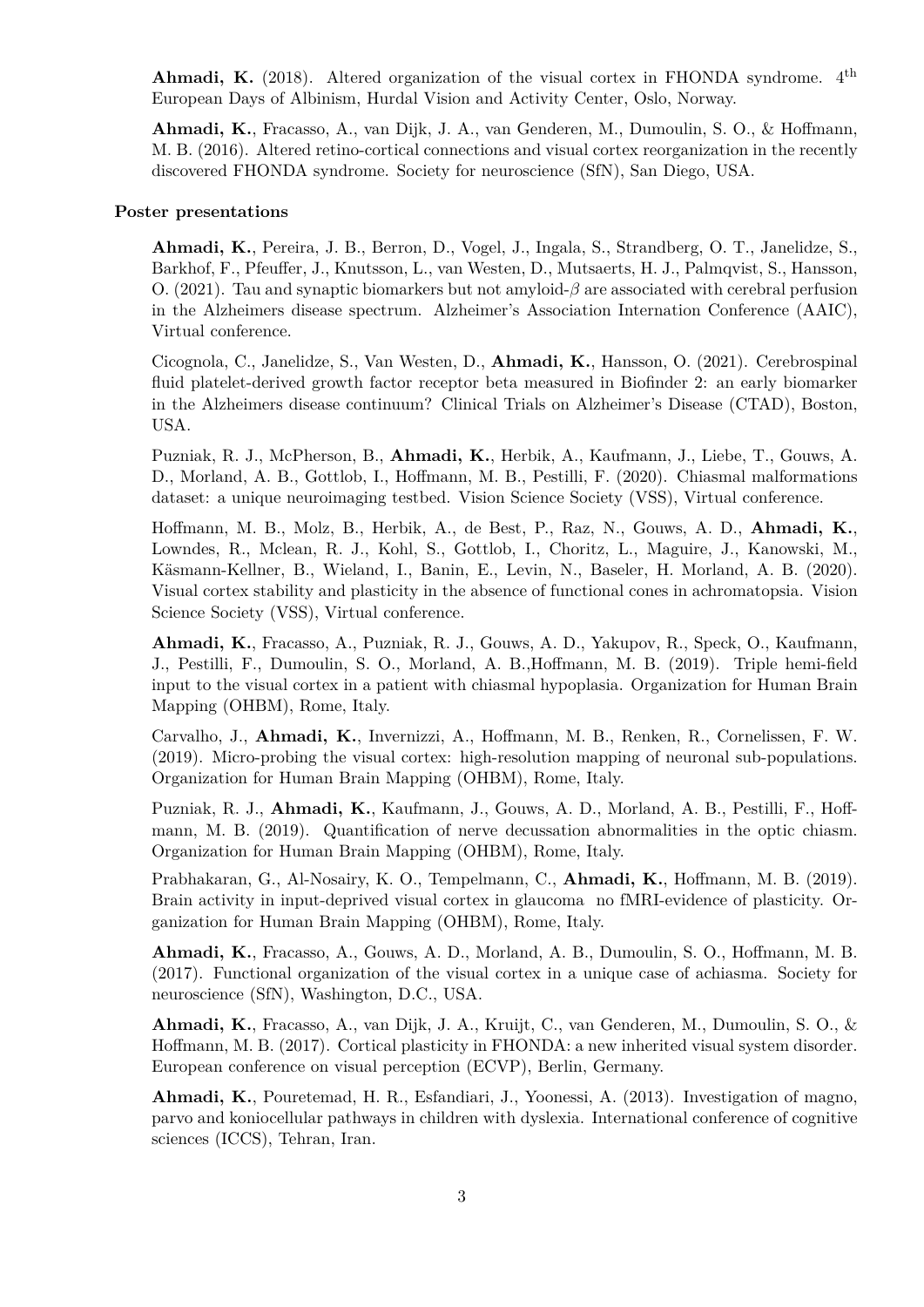**Ahmadi, K.** (2018). Altered organization of the visual cortex in FHONDA syndrome. 4$^{\text{th}}$ European Days of Albinism, Hurdal Vision and Activity Center, Oslo, Norway.

**Ahmadi, K.**, Fracasso, A., van Dijk, J. A., van Genderen, M., Dumoulin, S. O., & Hoffmann, M. B. (2016). Altered retino-cortical connections and visual cortex reorganization in the recently discovered FHONDA syndrome. Society for neuroscience (SfN), San Diego, USA.

### Poster presentations

**Ahmadi, K.**, Pereira, J. B., Berron, D., Vogel, J., Ingala, S., Strandberg, O. T., Janelidze, S., Barkhof, F., Pfeuffer, J., Knutsson, L., van Westen, D., Mutsaerts, H. J., Palmqvist, S., Hansson, O. (2021). Tau and synaptic biomarkers but not amyloid-$\beta$ are associated with cerebral perfusion in the Alzheimers disease spectrum. Alzheimer's Association Internation Conference (AAIC), Virtual conference.

Cicognola, C., Janelidze, S., Van Westen, D., **Ahmadi, K.**, Hansson, O. (2021). Cerebrospinal fluid platelet-derived growth factor receptor beta measured in Biofinder 2: an early biomarker in the Alzheimers disease continuum? Clinical Trials on Alzheimer's Disease (CTAD), Boston, USA.

Puzniak, R. J., McPherson, B., **Ahmadi, K.**, Herbik, A., Kaufmann, J., Liebe, T., Gouws, A. D., Morland, A. B., Gottlob, I., Hoffmann, M. B., Pestilli, F. (2020). Chiasmal malformations dataset: a unique neuroimaging testbed. Vision Science Society (VSS), Virtual conference.

Hoffmann, M. B., Molz, B., Herbik, A., de Best, P., Raz, N., Gouws, A. D., **Ahmadi, K.**, Lowndes, R., Mclean, R. J., Kohl, S., Gottlob, I., Choritz, L., Maguire, J., Kanowski, M., Käsmann-Kellner, B., Wieland, I., Banin, E., Levin, N., Baseler, H. Morland, A. B. (2020). Visual cortex stability and plasticity in the absence of functional cones in achromatopsia. Vision Science Society (VSS), Virtual conference.

**Ahmadi, K.**, Fracasso, A., Puzniak, R. J., Gouws, A. D., Yakupov, R., Speck, O., Kaufmann, J., Pestilli, F., Dumoulin, S. O., Morland, A. B.,Hoffmann, M. B. (2019). Triple hemi-field input to the visual cortex in a patient with chiasmal hypoplasia. Organization for Human Brain Mapping (OHBM), Rome, Italy.

Carvalho, J., **Ahmadi, K.**, Invernizzi, A., Hoffmann, M. B., Renken, R., Cornelissen, F. W. (2019). Micro-probing the visual cortex: high-resolution mapping of neuronal sub-populations. Organization for Human Brain Mapping (OHBM), Rome, Italy.

Puzniak, R. J., **Ahmadi, K.**, Kaufmann, J., Gouws, A. D., Morland, A. B., Pestilli, F., Hoffmann, M. B. (2019). Quantification of nerve decussation abnormalities in the optic chiasm. Organization for Human Brain Mapping (OHBM), Rome, Italy.

Prabhakaran, G., Al-Nosairy, K. O., Tempelmann, C., **Ahmadi, K.**, Hoffmann, M. B. (2019). Brain activity in input-deprived visual cortex in glaucoma no fMRI-evidence of plasticity. Organization for Human Brain Mapping (OHBM), Rome, Italy.

**Ahmadi, K.**, Fracasso, A., Gouws, A. D., Morland, A. B., Dumoulin, S. O., Hoffmann, M. B. (2017). Functional organization of the visual cortex in a unique case of achiasma. Society for neuroscience (SfN), Washington, D.C., USA.

**Ahmadi, K.**, Fracasso, A., van Dijk, J. A., Kruijt, C., van Genderen, M., Dumoulin, S. O., & Hoffmann, M. B. (2017). Cortical plasticity in FHONDA: a new inherited visual system disorder. European conference on visual perception (ECVP), Berlin, Germany.

**Ahmadi, K.**, Pouretemad, H. R., Esfandiari, J., Yoonessi, A. (2013). Investigation of magno, parvo and koniocellular pathways in children with dyslexia. International conference of cognitive sciences (ICCS), Tehran, Iran.